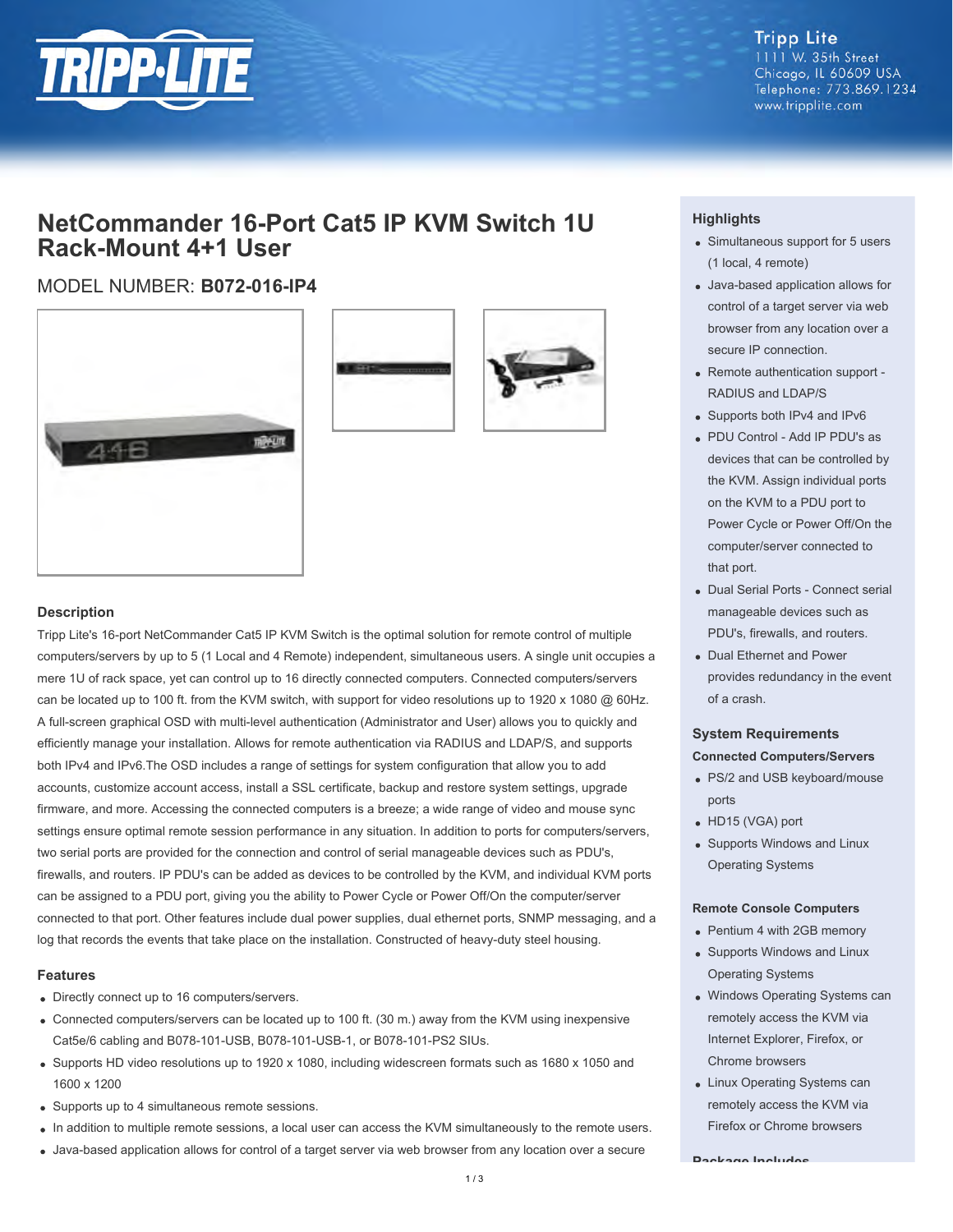Tripp Lite
1111 W. 35th Street
Chicago, IL 60609 USA
Telephone: 773.869.1234
www.tripplite.com

# NetCommander 16-Port Cat5 IP KVM Switch 1U Rack-Mount 4+1 User

MODEL NUMBER: **B072-016-IP4**

## Description

Tripp Lite's 16-port NetCommander Cat5 IP KVM Switch is the optimal solution for remote control of multiple computers/servers by up to 5 (1 Local and 4 Remote) independent, simultaneous users. A single unit occupies a mere 1U of rack space, yet can control up to 16 directly connected computers. Connected computers/servers can be located up to 100 ft. from the KVM switch, with support for video resolutions up to 1920 x 1080 @ 60Hz. A full-screen graphical OSD with multi-level authentication (Administrator and User) allows you to quickly and efficiently manage your installation. Allows for remote authentication via RADIUS and LDAP/S, and supports both IPv4 and IPv6.The OSD includes a range of settings for system configuration that allow you to add accounts, customize account access, install a SSL certificate, backup and restore system settings, upgrade firmware, and more. Accessing the connected computers is a breeze; a wide range of video and mouse sync settings ensure optimal remote session performance in any situation. In addition to ports for computers/servers, two serial ports are provided for the connection and control of serial manageable devices such as PDU's, firewalls, and routers. IP PDU's can be added as devices to be controlled by the KVM, and individual KVM ports can be assigned to a PDU port, giving you the ability to Power Cycle or Power Off/On the computer/server connected to that port. Other features include dual power supplies, dual ethernet ports, SNMP messaging, and a log that records the events that take place on the installation. Constructed of heavy-duty steel housing.

## Features

- Directly connect up to 16 computers/servers.
- Connected computers/servers can be located up to 100 ft. (30 m.) away from the KVM using inexpensive Cat5e/6 cabling and B078-101-USB, B078-101-USB-1, or B078-101-PS2 SIUs.
- Supports HD video resolutions up to 1920 x 1080, including widescreen formats such as 1680 x 1050 and 1600 x 1200
- Supports up to 4 simultaneous remote sessions.
- In addition to multiple remote sessions, a local user can access the KVM simultaneously to the remote users.
- Java-based application allows for control of a target server via web browser from any location over a secure

## Highlights

- Simultaneous support for 5 users (1 local, 4 remote)
- Java-based application allows for control of a target server via web browser from any location over a secure IP connection.
- Remote authentication support - RADIUS and LDAP/S
- Supports both IPv4 and IPv6
- PDU Control - Add IP PDU's as devices that can be controlled by the KVM. Assign individual ports on the KVM to a PDU port to Power Cycle or Power Off/On the computer/server connected to that port.
- Dual Serial Ports - Connect serial manageable devices such as PDU's, firewalls, and routers.
- Dual Ethernet and Power provides redundancy in the event of a crash.

## System Requirements

### Connected Computers/Servers

- PS/2 and USB keyboard/mouse ports
- HD15 (VGA) port
- Supports Windows and Linux Operating Systems

### Remote Console Computers

- Pentium 4 with 2GB memory
- Supports Windows and Linux Operating Systems
- Windows Operating Systems can remotely access the KVM via Internet Explorer, Firefox, or Chrome browsers
- Linux Operating Systems can remotely access the KVM via Firefox or Chrome browsers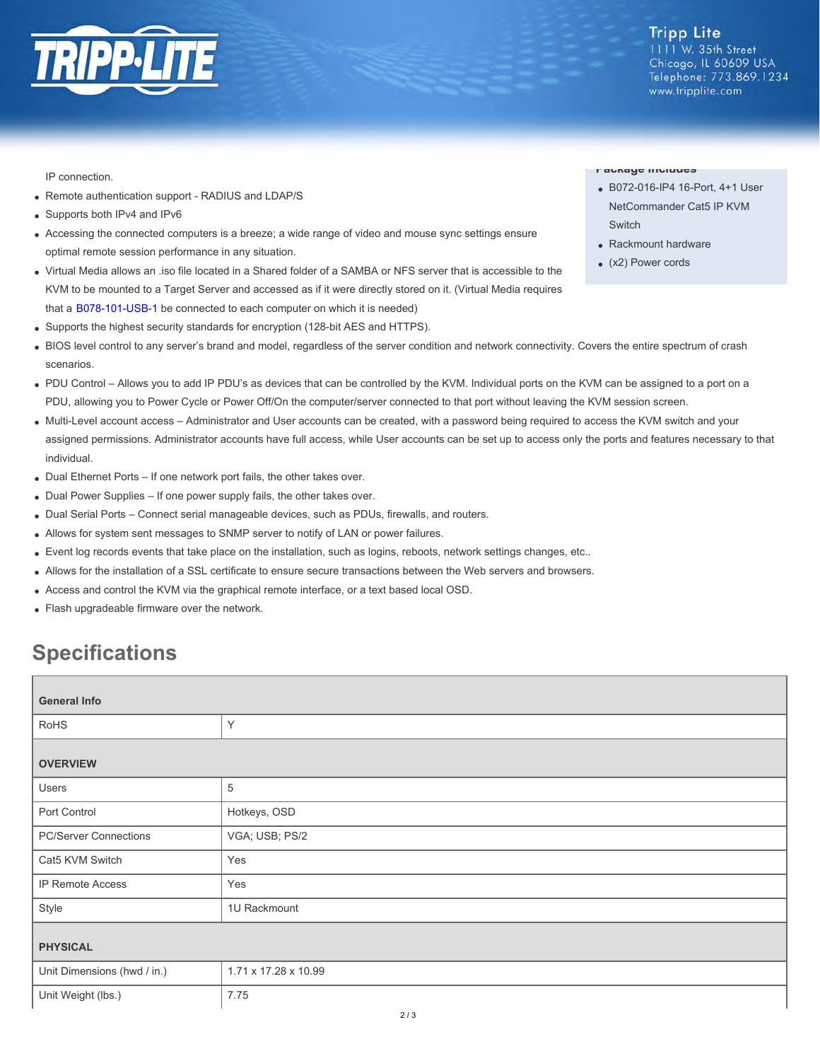IP connection.

- Remote authentication support - RADIUS and LDAP/S
- Supports both IPv4 and IPv6
- Accessing the connected computers is a breeze; a wide range of video and mouse sync settings ensure optimal remote session performance in any situation.
- Virtual Media allows an .iso file located in a Shared folder of a SAMBA or NFS server that is accessible to the KVM to be mounted to a Target Server and accessed as if it were directly stored on it. (Virtual Media requires that a B078-101-USB-1 be connected to each computer on which it is needed)
- Supports the highest security standards for encryption (128-bit AES and HTTPS).
- BIOS level control to any server's brand and model, regardless of the server condition and network connectivity. Covers the entire spectrum of crash scenarios.
- PDU Control – Allows you to add IP PDU's as devices that can be controlled by the KVM. Individual ports on the KVM can be assigned to a port on a PDU, allowing you to Power Cycle or Power Off/On the computer/server connected to that port without leaving the KVM session screen.
- Multi-Level account access – Administrator and User accounts can be created, with a password being required to access the KVM switch and your assigned permissions. Administrator accounts have full access, while User accounts can be set up to access only the ports and features necessary to that individual.
- Dual Ethernet Ports – If one network port fails, the other takes over.
- Dual Power Supplies – If one power supply fails, the other takes over.
- Dual Serial Ports – Connect serial manageable devices, such as PDUs, firewalls, and routers.
- Allows for system sent messages to SNMP server to notify of LAN or power failures.
- Event log records events that take place on the installation, such as logins, reboots, network settings changes, etc..
- Allows for the installation of a SSL certificate to ensure secure transactions between the Web servers and browsers.
- Access and control the KVM via the graphical remote interface, or a text based local OSD.
- Flash upgradeable firmware over the network.

### Package Includes

- B072-016-IP4 16-Port, 4+1 User NetCommander Cat5 IP KVM Switch
- Rackmount hardware
- (x2) Power cords

## Specifications

| General Info | |
|---|---|
| RoHS | Y |
| **OVERVIEW** | |
| Users | 5 |
| Port Control | Hotkeys, OSD |
| PC/Server Connections | VGA; USB; PS/2 |
| Cat5 KVM Switch | Yes |
| IP Remote Access | Yes |
| Style | 1U Rackmount |
| **PHYSICAL** | |
| Unit Dimensions (hwd / in.) | 1.71 x 17.28 x 10.99 |
| Unit Weight (lbs.) | 7.75 |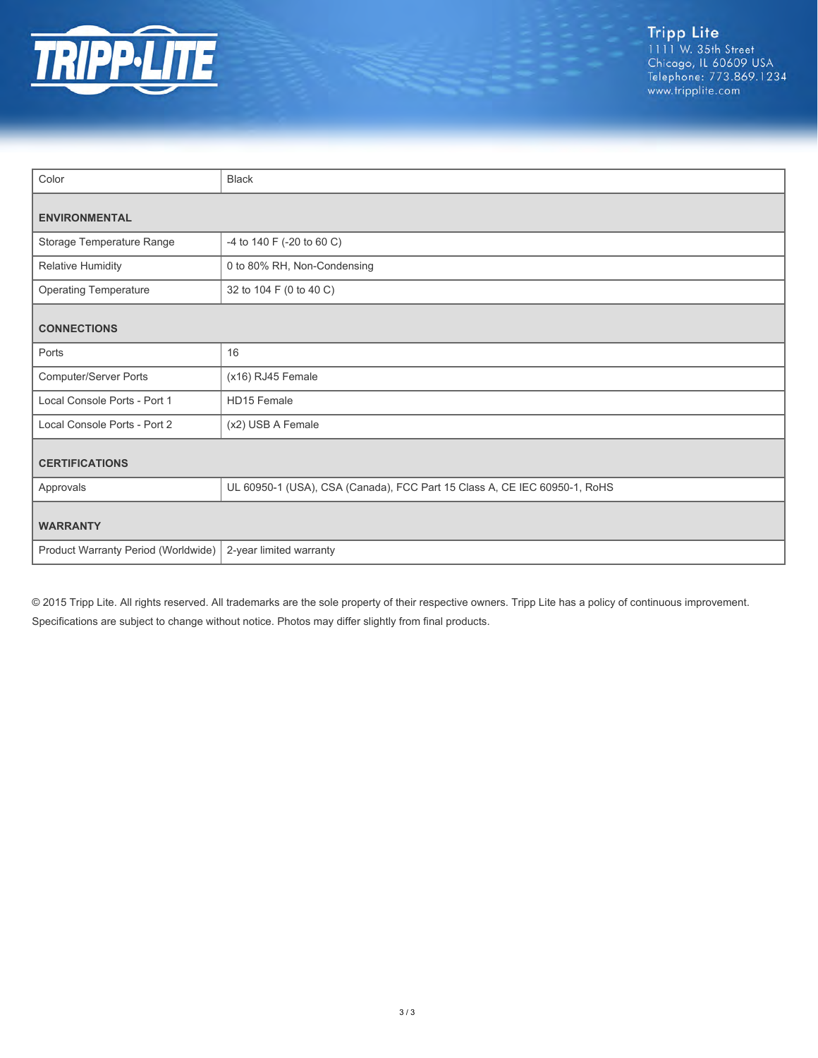| | |
|---|---|
| Color | Black |
| **ENVIRONMENTAL** | |
| Storage Temperature Range | -4 to 140 F (-20 to 60 C) |
| Relative Humidity | 0 to 80% RH, Non-Condensing |
| Operating Temperature | 32 to 104 F (0 to 40 C) |
| **CONNECTIONS** | |
| Ports | 16 |
| Computer/Server Ports | (x16) RJ45 Female |
| Local Console Ports - Port 1 | HD15 Female |
| Local Console Ports - Port 2 | (x2) USB A Female |
| **CERTIFICATIONS** | |
| Approvals | UL 60950-1 (USA), CSA (Canada), FCC Part 15 Class A, CE IEC 60950-1, RoHS |
| **WARRANTY** | |
| Product Warranty Period (Worldwide) | 2-year limited warranty |

© 2015 Tripp Lite. All rights reserved. All trademarks are the sole property of their respective owners. Tripp Lite has a policy of continuous improvement. Specifications are subject to change without notice. Photos may differ slightly from final products.